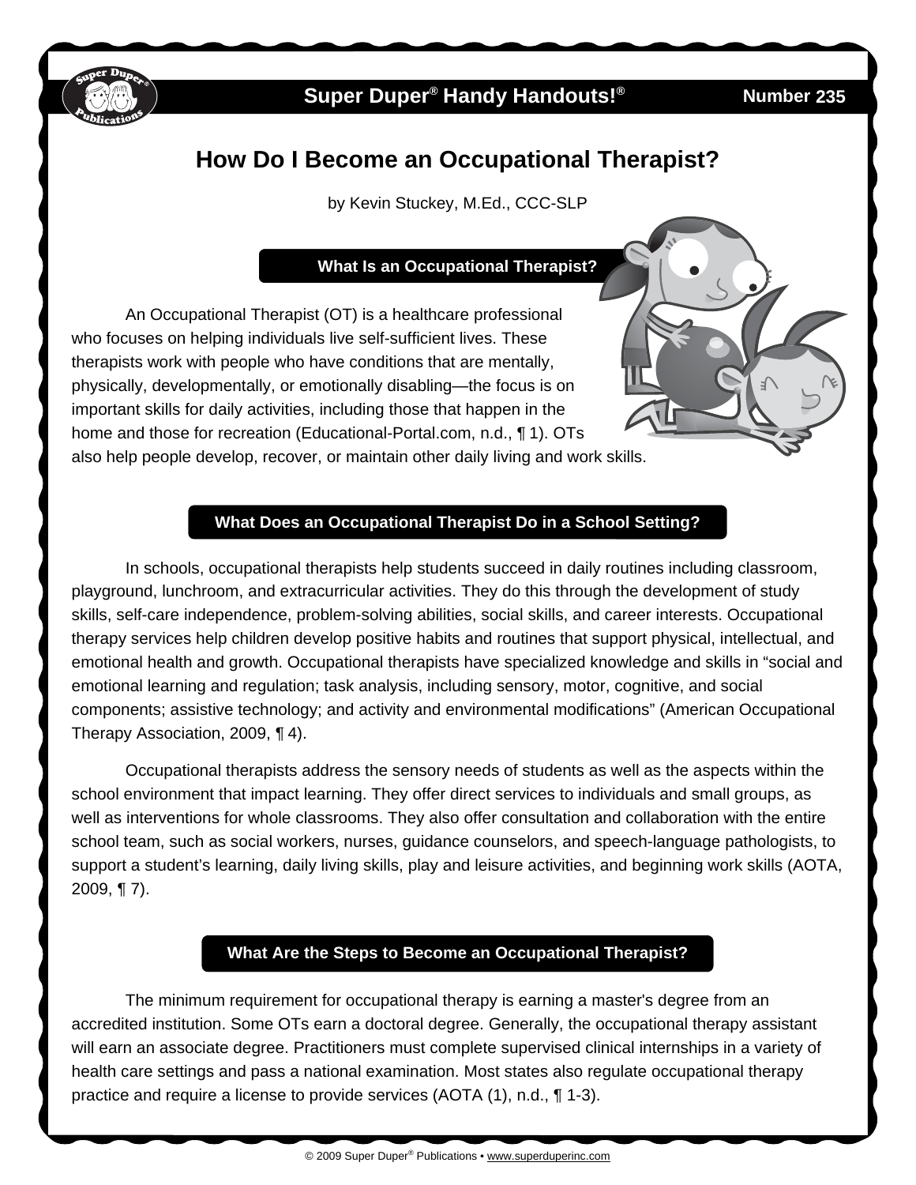# How Do I Become an Occupational Therapist?

by Kevin Stuckey, M.Ed., CCC-SLP

## What Is an Occupational Therapist?

An Occupational Therapist (OT) is a healthcare professional who focuses on helping individuals live self-sufficient lives. These therapists work with people who have conditions that are mentally, physically, developmentally, or emotionally disabling—the focus is on important skills for daily activities, including those that happen in the home and those for recreation (Educational-Portal.com, n.d., ¶ 1). OTs also help people develop, recover, or maintain other daily living and work skills.

## What Does an Occupational Therapist Do in a School Setting?

In schools, occupational therapists help students succeed in daily routines including classroom, playground, lunchroom, and extracurricular activities. They do this through the development of study skills, self-care independence, problem-solving abilities, social skills, and career interests. Occupational therapy services help children develop positive habits and routines that support physical, intellectual, and emotional health and growth. Occupational therapists have specialized knowledge and skills in "social and emotional learning and regulation; task analysis, including sensory, motor, cognitive, and social components; assistive technology; and activity and environmental modifications" (American Occupational Therapy Association, 2009, ¶ 4).

Occupational therapists address the sensory needs of students as well as the aspects within the school environment that impact learning. They offer direct services to individuals and small groups, as well as interventions for whole classrooms. They also offer consultation and collaboration with the entire school team, such as social workers, nurses, guidance counselors, and speech-language pathologists, to support a student's learning, daily living skills, play and leisure activities, and beginning work skills (AOTA, 2009, ¶ 7).

## What Are the Steps to Become an Occupational Therapist?

The minimum requirement for occupational therapy is earning a master's degree from an accredited institution. Some OTs earn a doctoral degree. Generally, the occupational therapy assistant will earn an associate degree. Practitioners must complete supervised clinical internships in a variety of health care settings and pass a national examination. Most states also regulate occupational therapy practice and require a license to provide services (AOTA (1), n.d., ¶ 1-3).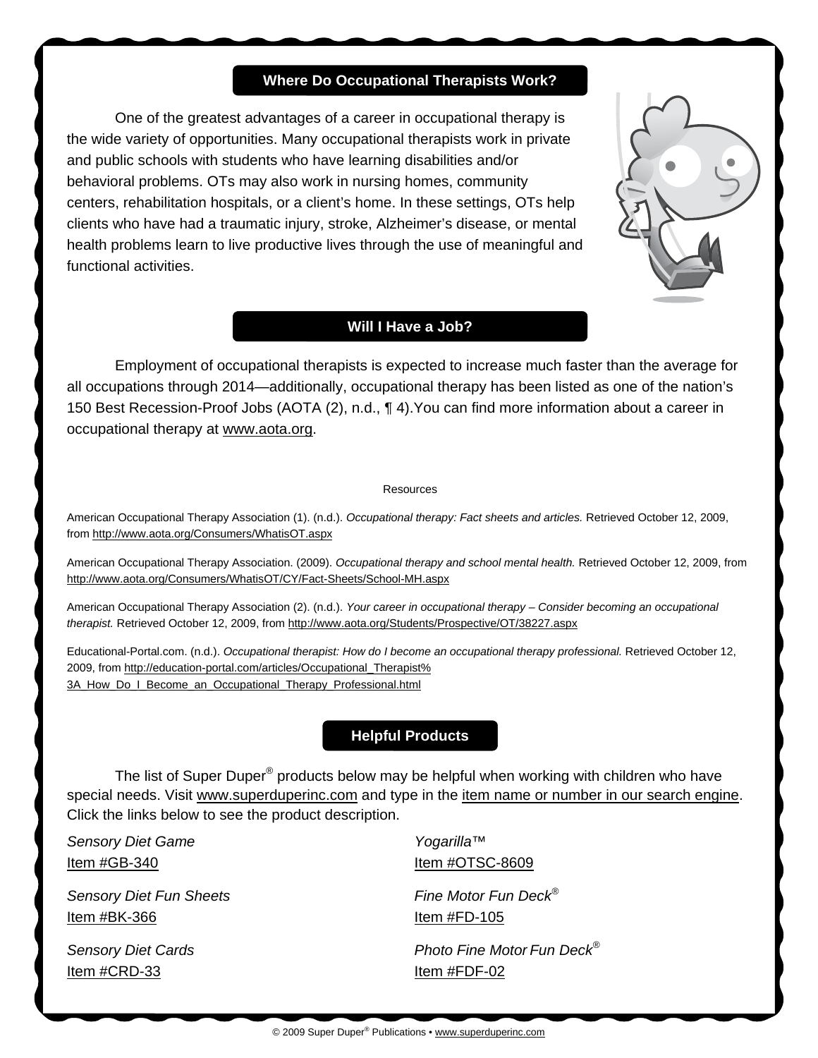## Where Do Occupational Therapists Work?

One of the greatest advantages of a career in occupational therapy is the wide variety of opportunities. Many occupational therapists work in private and public schools with students who have learning disabilities and/or behavioral problems. OTs may also work in nursing homes, community centers, rehabilitation hospitals, or a client's home. In these settings, OTs help clients who have had a traumatic injury, stroke, Alzheimer's disease, or mental health problems learn to live productive lives through the use of meaningful and functional activities.

## Will I Have a Job?

Employment of occupational therapists is expected to increase much faster than the average for all occupations through 2014—additionally, occupational therapy has been listed as one of the nation's 150 Best Recession-Proof Jobs (AOTA (2), n.d., ¶ 4).You can find more information about a career in occupational therapy at www.aota.org.

### Resources

American Occupational Therapy Association (1). (n.d.). *Occupational therapy: Fact sheets and articles.* Retrieved October 12, 2009, from http://www.aota.org/Consumers/WhatisOT.aspx

American Occupational Therapy Association. (2009). *Occupational therapy and school mental health.* Retrieved October 12, 2009, from http://www.aota.org/Consumers/WhatisOT/CY/Fact-Sheets/School-MH.aspx

American Occupational Therapy Association (2). (n.d.). *Your career in occupational therapy – Consider becoming an occupational therapist.* Retrieved October 12, 2009, from http://www.aota.org/Students/Prospective/OT/38227.aspx

Educational-Portal.com. (n.d.). *Occupational therapist: How do I become an occupational therapy professional.* Retrieved October 12, 2009, from http://education-portal.com/articles/Occupational_Therapist%3A_How_Do_I_Become_an_Occupational_Therapy_Professional.html

## Helpful Products

The list of Super Duper® products below may be helpful when working with children who have special needs. Visit www.superduperinc.com and type in the item name or number in our search engine. Click the links below to see the product description.

*Sensory Diet Game*
Item #GB-340

*Sensory Diet Fun Sheets*
Item #BK-366

*Sensory Diet Cards*
Item #CRD-33

*Yogarilla™*
Item #OTSC-8609

*Fine Motor Fun Deck®*
Item #FD-105

*Photo Fine Motor Fun Deck®*
Item #FDF-02

© 2009 Super Duper® Publications • www.superduperinc.com